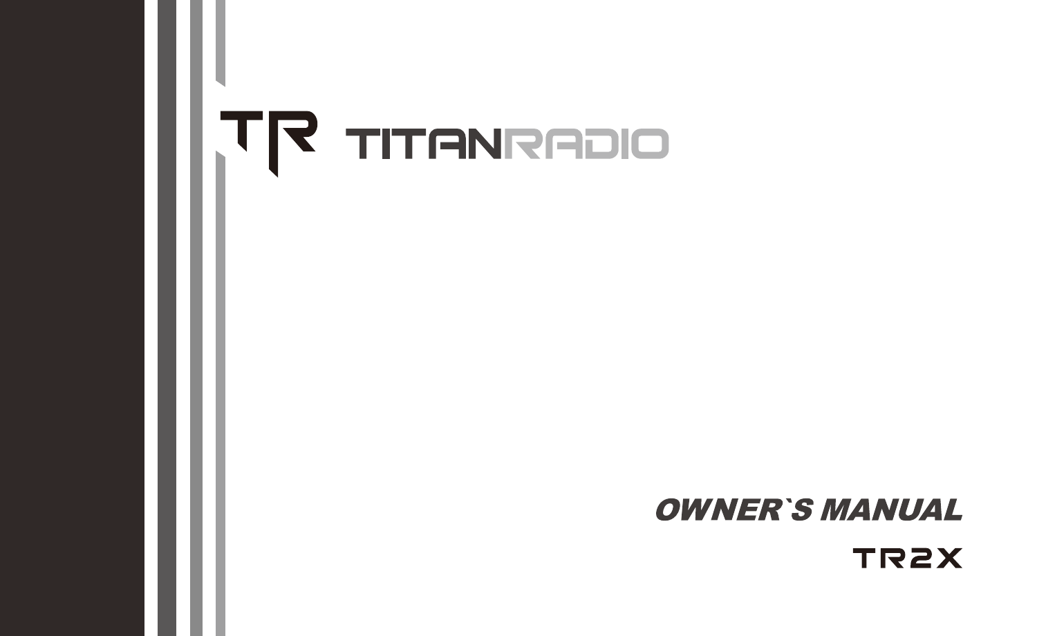TR TITANRADIO

# OWNER`S MANUAL

## TR2X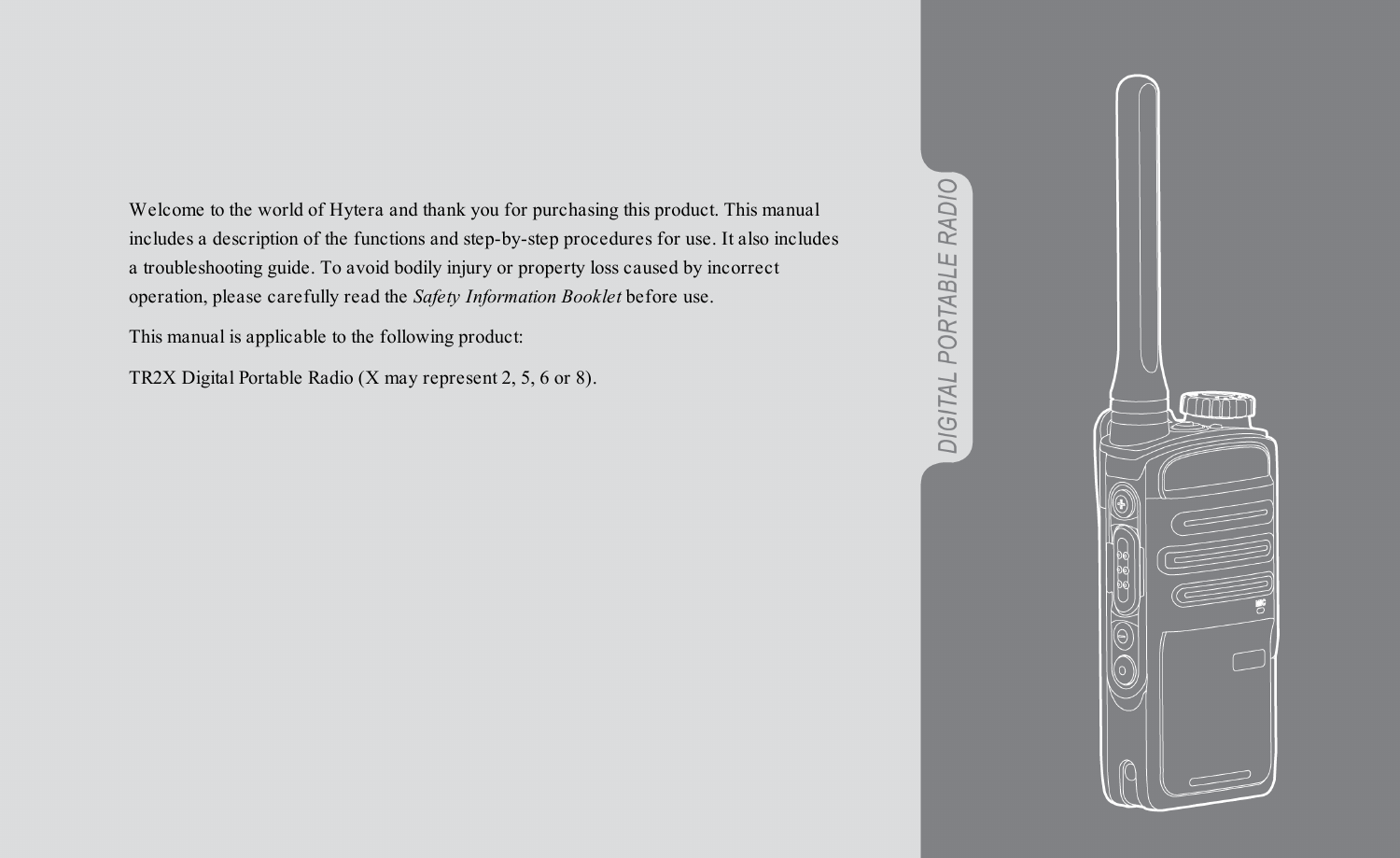Welcome to the world of Hytera and thank you for purchasing this product. This manual includes a description of the functions and step-by-step procedures for use. It also includes a troubleshooting guide. To avoid bodily injury or property loss caused by incorrect operation, please carefully read the *Safety Information Booklet* before use.

This manual is applicable to the following product:

TR2X Digital Portable Radio (X may represent 2, 5, 6 or 8).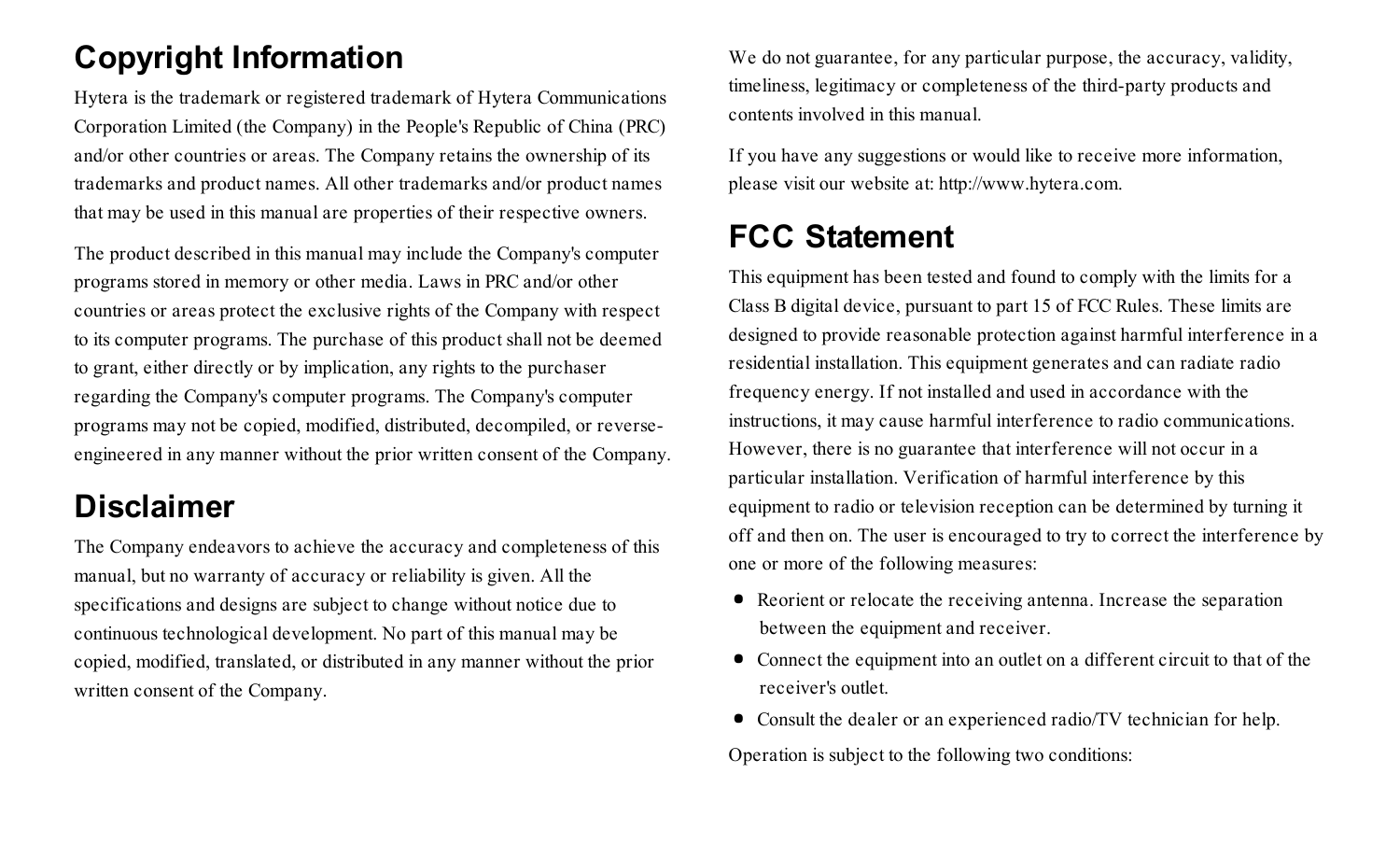## Copyright Information

Hytera is the trademark or registered trademark of Hytera Communications Corporation Limited (the Company) in the People's Republic of China (PRC) and/or other countries or areas. The Company retains the ownership of its trademarks and product names. All other trademarks and/or product names that may be used in this manual are properties of their respective owners.

The product described in this manual may include the Company's computer programs stored in memory or other media. Laws in PRC and/or other countries or areas protect the exclusive rights of the Company with respect to its computer programs. The purchase of this product shall not be deemed to grant, either directly or by implication, any rights to the purchaser regarding the Company's computer programs. The Company's computer programs may not be copied, modified, distributed, decompiled, or reverse-engineered in any manner without the prior written consent of the Company.

## Disclaimer

The Company endeavors to achieve the accuracy and completeness of this manual, but no warranty of accuracy or reliability is given. All the specifications and designs are subject to change without notice due to continuous technological development. No part of this manual may be copied, modified, translated, or distributed in any manner without the prior written consent of the Company.

We do not guarantee, for any particular purpose, the accuracy, validity, timeliness, legitimacy or completeness of the third-party products and contents involved in this manual.

If you have any suggestions or would like to receive more information, please visit our website at: http://www.hytera.com.

## FCC Statement

This equipment has been tested and found to comply with the limits for a Class B digital device, pursuant to part 15 of FCC Rules. These limits are designed to provide reasonable protection against harmful interference in a residential installation. This equipment generates and can radiate radio frequency energy. If not installed and used in accordance with the instructions, it may cause harmful interference to radio communications. However, there is no guarantee that interference will not occur in a particular installation. Verification of harmful interference by this equipment to radio or television reception can be determined by turning it off and then on. The user is encouraged to try to correct the interference by one or more of the following measures:

- Reorient or relocate the receiving antenna. Increase the separation between the equipment and receiver.
- Connect the equipment into an outlet on a different circuit to that of the receiver's outlet.
- Consult the dealer or an experienced radio/TV technician for help.

Operation is subject to the following two conditions: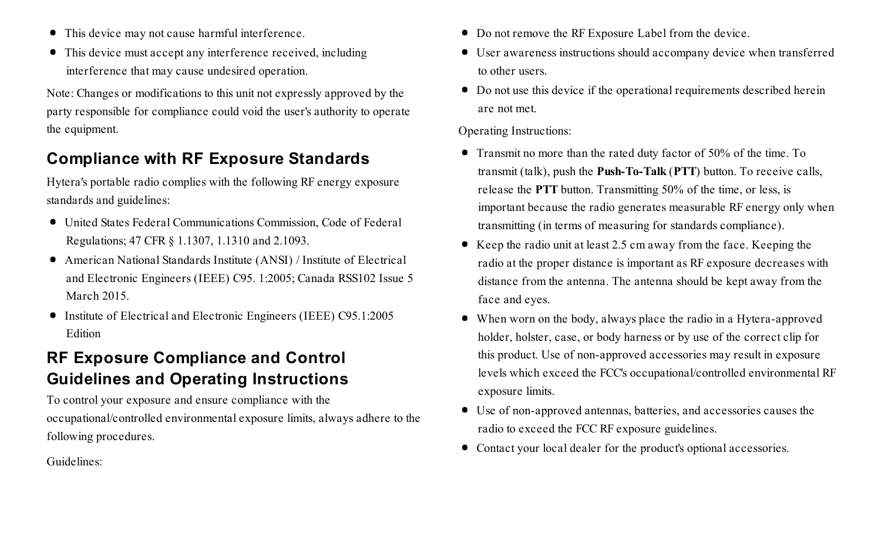- This device may not cause harmful interference.
- This device must accept any interference received, including interference that may cause undesired operation.

Note: Changes or modifications to this unit not expressly approved by the party responsible for compliance could void the user's authority to operate the equipment.

## Compliance with RF Exposure Standards

Hytera's portable radio complies with the following RF energy exposure standards and guidelines:

- United States Federal Communications Commission, Code of Federal Regulations; 47 CFR § 1.1307, 1.1310 and 2.1093.
- American National Standards Institute (ANSI) / Institute of Electrical and Electronic Engineers (IEEE) C95. 1:2005; Canada RSS102 Issue 5 March 2015.
- Institute of Electrical and Electronic Engineers (IEEE) C95.1:2005 Edition

## RF Exposure Compliance and Control Guidelines and Operating Instructions

To control your exposure and ensure compliance with the occupational/controlled environmental exposure limits, always adhere to the following procedures.

Guidelines:

- Do not remove the RF Exposure Label from the device.
- User awareness instructions should accompany device when transferred to other users.
- Do not use this device if the operational requirements described herein are not met.

Operating Instructions:

- Transmit no more than the rated duty factor of 50% of the time. To transmit (talk), push the **Push-To-Talk** (**PTT**) button. To receive calls, release the **PTT** button. Transmitting 50% of the time, or less, is important because the radio generates measurable RF energy only when transmitting (in terms of measuring for standards compliance).
- Keep the radio unit at least 2.5 cm away from the face. Keeping the radio at the proper distance is important as RF exposure decreases with distance from the antenna. The antenna should be kept away from the face and eyes.
- When worn on the body, always place the radio in a Hytera-approved holder, holster, case, or body harness or by use of the correct clip for this product. Use of non-approved accessories may result in exposure levels which exceed the FCC's occupational/controlled environmental RF exposure limits.
- Use of non-approved antennas, batteries, and accessories causes the radio to exceed the FCC RF exposure guidelines.
- Contact your local dealer for the product's optional accessories.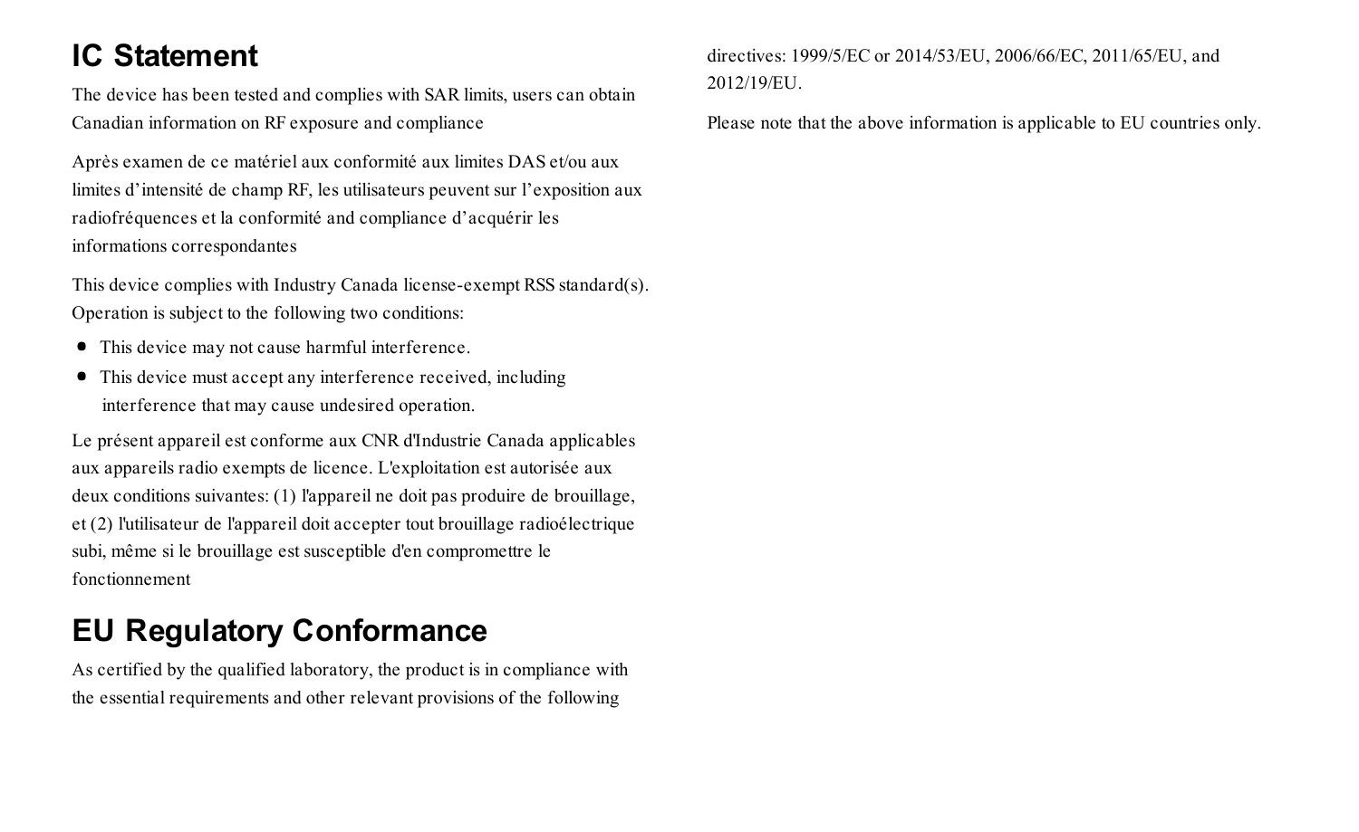# IC Statement

The device has been tested and complies with SAR limits, users can obtain Canadian information on RF exposure and compliance

Après examen de ce matériel aux conformité aux limites DAS et/ou aux limites d'intensité de champ RF, les utilisateurs peuvent sur l'exposition aux radiofréquences et la conformité and compliance d'acquérir les informations correspondantes

This device complies with Industry Canada license-exempt RSS standard(s). Operation is subject to the following two conditions:

- This device may not cause harmful interference.
- This device must accept any interference received, including interference that may cause undesired operation.

Le présent appareil est conforme aux CNR d'Industrie Canada applicables aux appareils radio exempts de licence. L'exploitation est autorisée aux deux conditions suivantes: (1) l'appareil ne doit pas produire de brouillage, et (2) l'utilisateur de l'appareil doit accepter tout brouillage radioélectrique subi, même si le brouillage est susceptible d'en compromettre le fonctionnement

# EU Regulatory Conformance

As certified by the qualified laboratory, the product is in compliance with the essential requirements and other relevant provisions of the following directives: 1999/5/EC or 2014/53/EU, 2006/66/EC, 2011/65/EU, and 2012/19/EU.

Please note that the above information is applicable to EU countries only.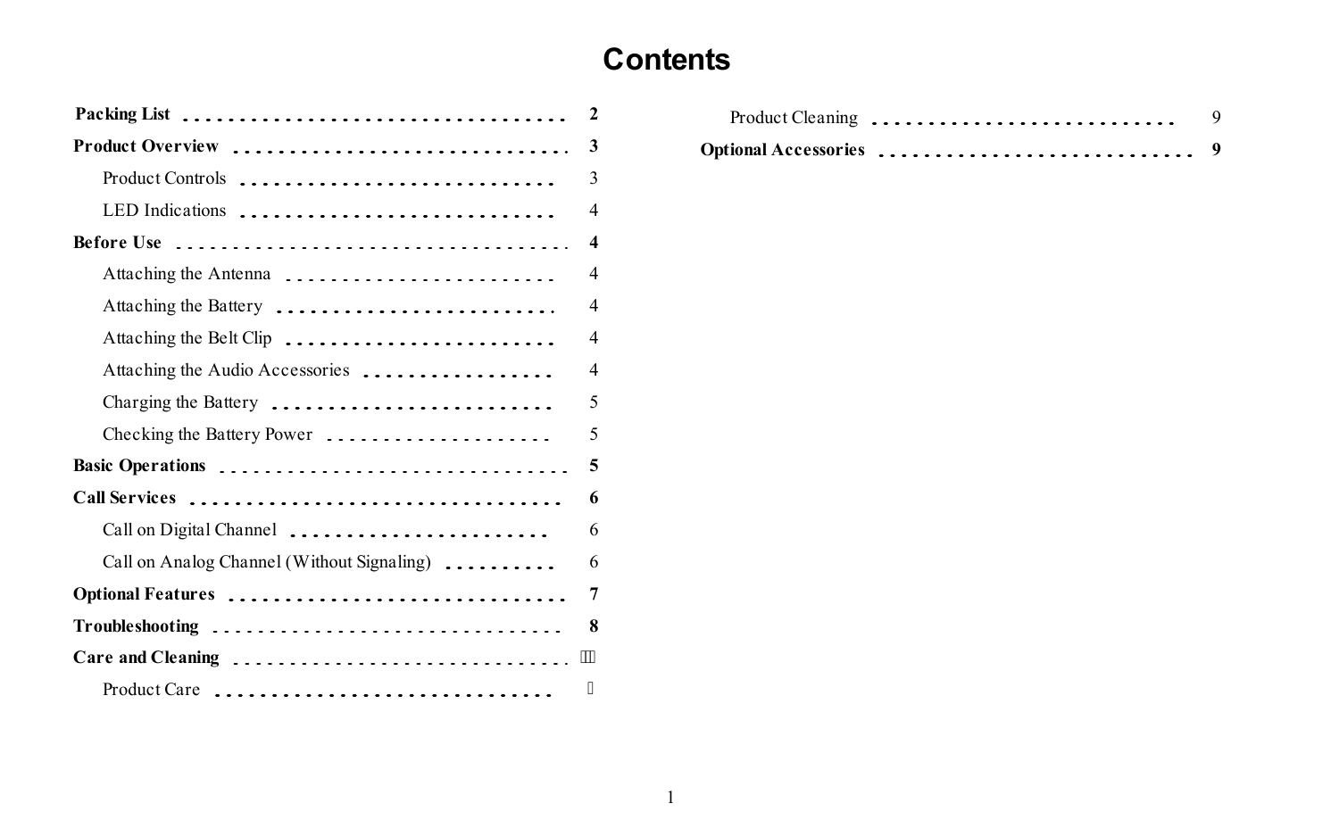# Contents

**Packing List** .................................... **2**

**Product Overview** .................................... **3**

- Product Controls .................................... 3
- LED Indications .................................... 4

**Before Use** .................................... **4**

- Attaching the Antenna .................................... 4
- Attaching the Battery .................................... 4
- Attaching the Belt Clip .................................... 4
- Attaching the Audio Accessories .................................... 4
- Charging the Battery .................................... 5
- Checking the Battery Power .................................... 5

**Basic Operations** .................................... **5**

**Call Services** .................................... **6**

- Call on Digital Channel .................................... 6
- Call on Analog Channel (Without Signaling) .................................... 6

**Optional Features** .................................... **7**

**Troubleshooting** .................................... **8**

**Care and Cleaning** ....................................

- Product Care ....................................
- Product Cleaning .................................... 9

**Optional Accessories** .................................... **9**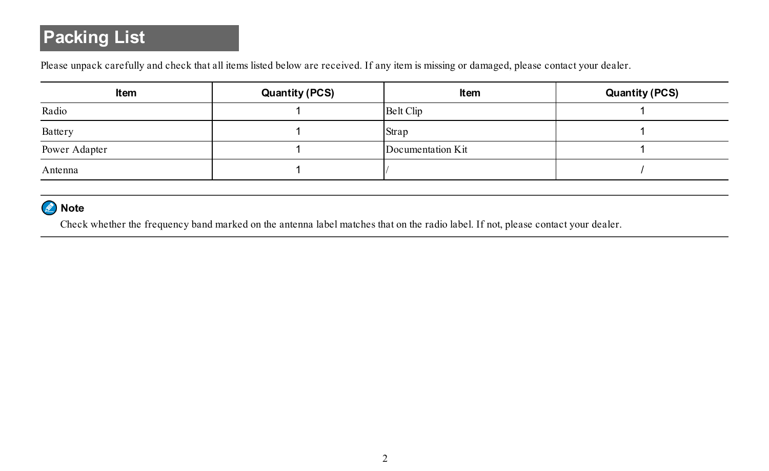# Packing List

Please unpack carefully and check that all items listed below are received. If any item is missing or damaged, please contact your dealer.

| Item | Quantity (PCS) | Item | Quantity (PCS) |
|---|---|---|---|
| Radio | 1 | Belt Clip | 1 |
| Battery | 1 | Strap | 1 |
| Power Adapter | 1 | Documentation Kit | 1 |
| Antenna | 1 | / | / |

**Note**

Check whether the frequency band marked on the antenna label matches that on the radio label. If not, please contact your dealer.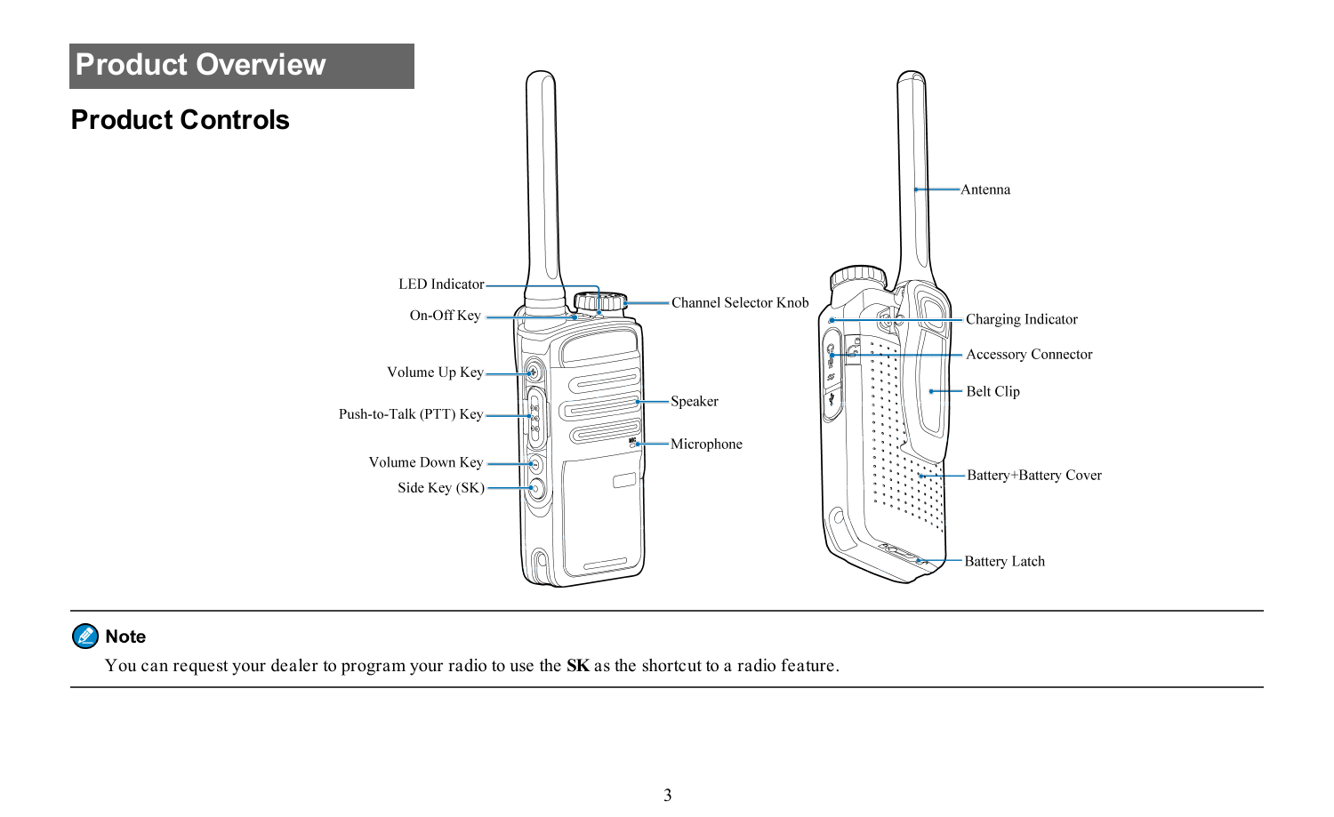# Product Overview

## Product Controls

LED Indicator

On-Off Key

Volume Up Key

Push-to-Talk (PTT) Key

Volume Down Key

Side Key (SK)

Channel Selector Knob

Speaker

Microphone

Antenna

Charging Indicator

Accessory Connector

Belt Clip

Battery+Battery Cover

Battery Latch

**Note**

You can request your dealer to program your radio to use the **SK** as the shortcut to a radio feature.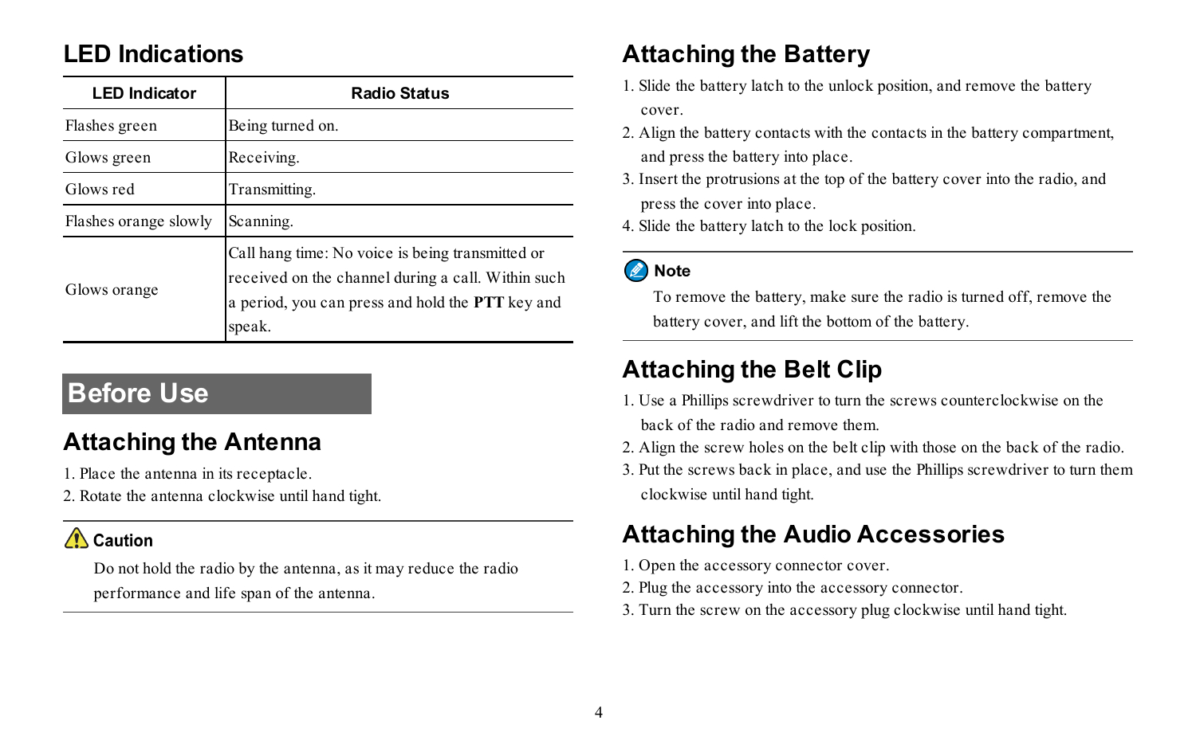## LED Indications

| LED Indicator | Radio Status |
|---|---|
| Flashes green | Being turned on. |
| Glows green | Receiving. |
| Glows red | Transmitting. |
| Flashes orange slowly | Scanning. |
| Glows orange | Call hang time: No voice is being transmitted or received on the channel during a call. Within such a period, you can press and hold the **PTT** key and speak. |

# Before Use

## Attaching the Antenna

1. Place the antenna in its receptacle.
2. Rotate the antenna clockwise until hand tight.

**Caution**

Do not hold the radio by the antenna, as it may reduce the radio performance and life span of the antenna.

## Attaching the Battery

1. Slide the battery latch to the unlock position, and remove the battery cover.
2. Align the battery contacts with the contacts in the battery compartment, and press the battery into place.
3. Insert the protrusions at the top of the battery cover into the radio, and press the cover into place.
4. Slide the battery latch to the lock position.

**Note**

To remove the battery, make sure the radio is turned off, remove the battery cover, and lift the bottom of the battery.

## Attaching the Belt Clip

1. Use a Phillips screwdriver to turn the screws counterclockwise on the back of the radio and remove them.
2. Align the screw holes on the belt clip with those on the back of the radio.
3. Put the screws back in place, and use the Phillips screwdriver to turn them clockwise until hand tight.

## Attaching the Audio Accessories

1. Open the accessory connector cover.
2. Plug the accessory into the accessory connector.
3. Turn the screw on the accessory plug clockwise until hand tight.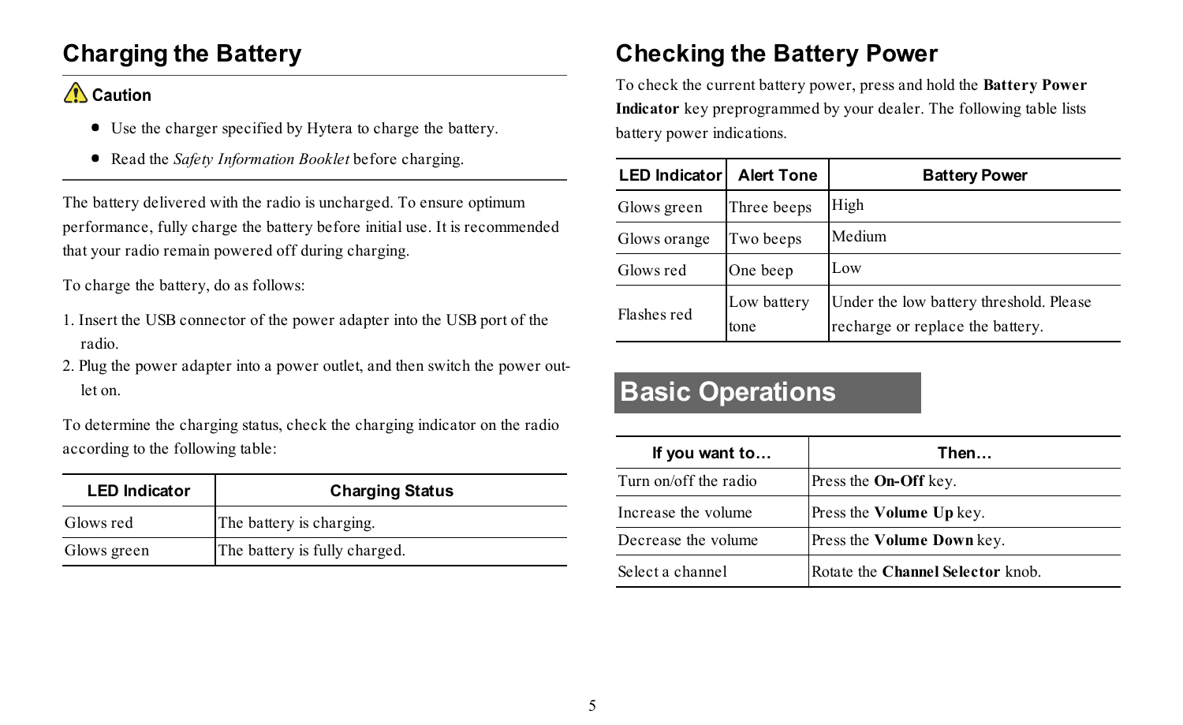## Charging the Battery

**Caution**

- Use the charger specified by Hytera to charge the battery.
- Read the *Safety Information Booklet* before charging.

The battery delivered with the radio is uncharged. To ensure optimum performance, fully charge the battery before initial use. It is recommended that your radio remain powered off during charging.

To charge the battery, do as follows:

1. Insert the USB connector of the power adapter into the USB port of the radio.
2. Plug the power adapter into a power outlet, and then switch the power outlet on.

To determine the charging status, check the charging indicator on the radio according to the following table:

| LED Indicator | Charging Status |
| --- | --- |
| Glows red | The battery is charging. |
| Glows green | The battery is fully charged. |

## Checking the Battery Power

To check the current battery power, press and hold the **Battery Power Indicator** key preprogrammed by your dealer. The following table lists battery power indications.

| LED Indicator | Alert Tone | Battery Power |
| --- | --- | --- |
| Glows green | Three beeps | High |
| Glows orange | Two beeps | Medium |
| Glows red | One beep | Low |
| Flashes red | Low battery tone | Under the low battery threshold. Please recharge or replace the battery. |

# Basic Operations

| If you want to… | Then… |
| --- | --- |
| Turn on/off the radio | Press the **On-Off** key. |
| Increase the volume | Press the **Volume Up** key. |
| Decrease the volume | Press the **Volume Down** key. |
| Select a channel | Rotate the **Channel Selector** knob. |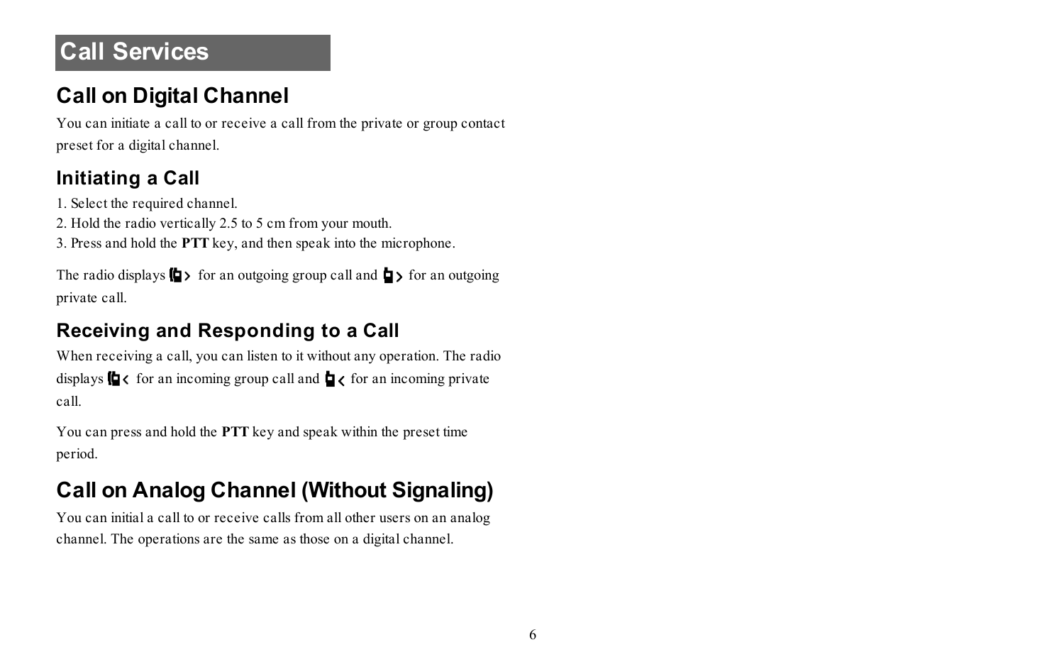# Call Services

## Call on Digital Channel

You can initiate a call to or receive a call from the private or group contact preset for a digital channel.

### Initiating a Call

1. Select the required channel.
2. Hold the radio vertically 2.5 to 5 cm from your mouth.
3. Press and hold the **PTT** key, and then speak into the microphone.

The radio displays for an outgoing group call and for an outgoing private call.

### Receiving and Responding to a Call

When receiving a call, you can listen to it without any operation. The radio displays for an incoming group call and for an incoming private call.

You can press and hold the **PTT** key and speak within the preset time period.

## Call on Analog Channel (Without Signaling)

You can initial a call to or receive calls from all other users on an analog channel. The operations are the same as those on a digital channel.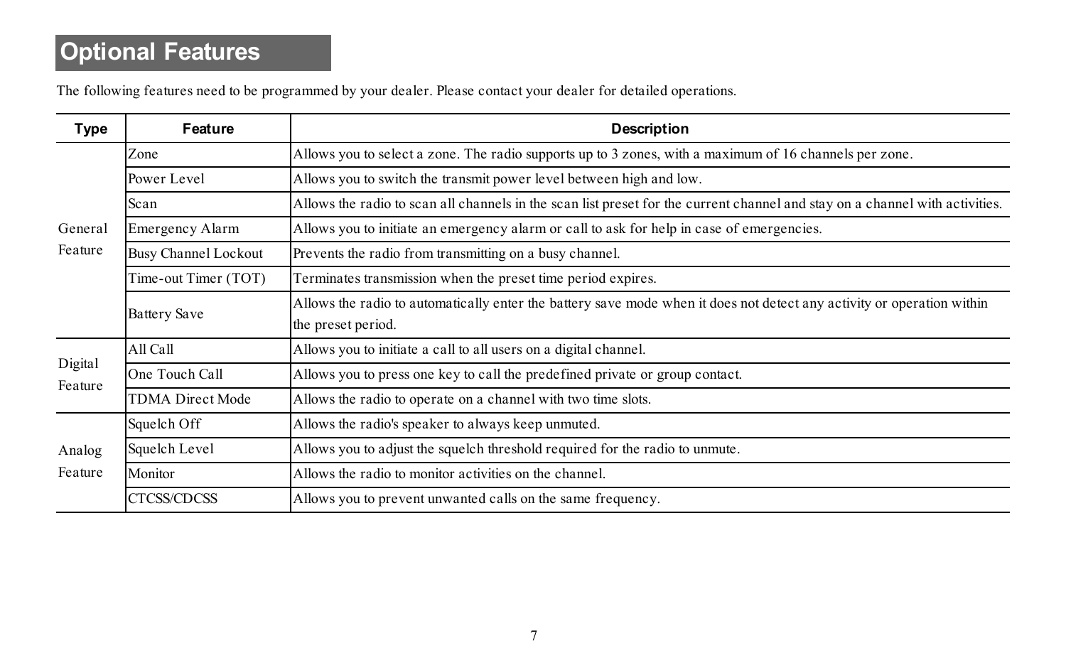# Optional Features

The following features need to be programmed by your dealer. Please contact your dealer for detailed operations.

| Type | Feature | Description |
| --- | --- | --- |
| General Feature | Zone | Allows you to select a zone. The radio supports up to 3 zones, with a maximum of 16 channels per zone. |
| | Power Level | Allows you to switch the transmit power level between high and low. |
| | Scan | Allows the radio to scan all channels in the scan list preset for the current channel and stay on a channel with activities. |
| | Emergency Alarm | Allows you to initiate an emergency alarm or call to ask for help in case of emergencies. |
| | Busy Channel Lockout | Prevents the radio from transmitting on a busy channel. |
| | Time-out Timer (TOT) | Terminates transmission when the preset time period expires. |
| | Battery Save | Allows the radio to automatically enter the battery save mode when it does not detect any activity or operation within the preset period. |
| Digital Feature | All Call | Allows you to initiate a call to all users on a digital channel. |
| | One Touch Call | Allows you to press one key to call the predefined private or group contact. |
| | TDMA Direct Mode | Allows the radio to operate on a channel with two time slots. |
| Analog Feature | Squelch Off | Allows the radio's speaker to always keep unmuted. |
| | Squelch Level | Allows you to adjust the squelch threshold required for the radio to unmute. |
| | Monitor | Allows the radio to monitor activities on the channel. |
| | CTCSS/CDCSS | Allows you to prevent unwanted calls on the same frequency. |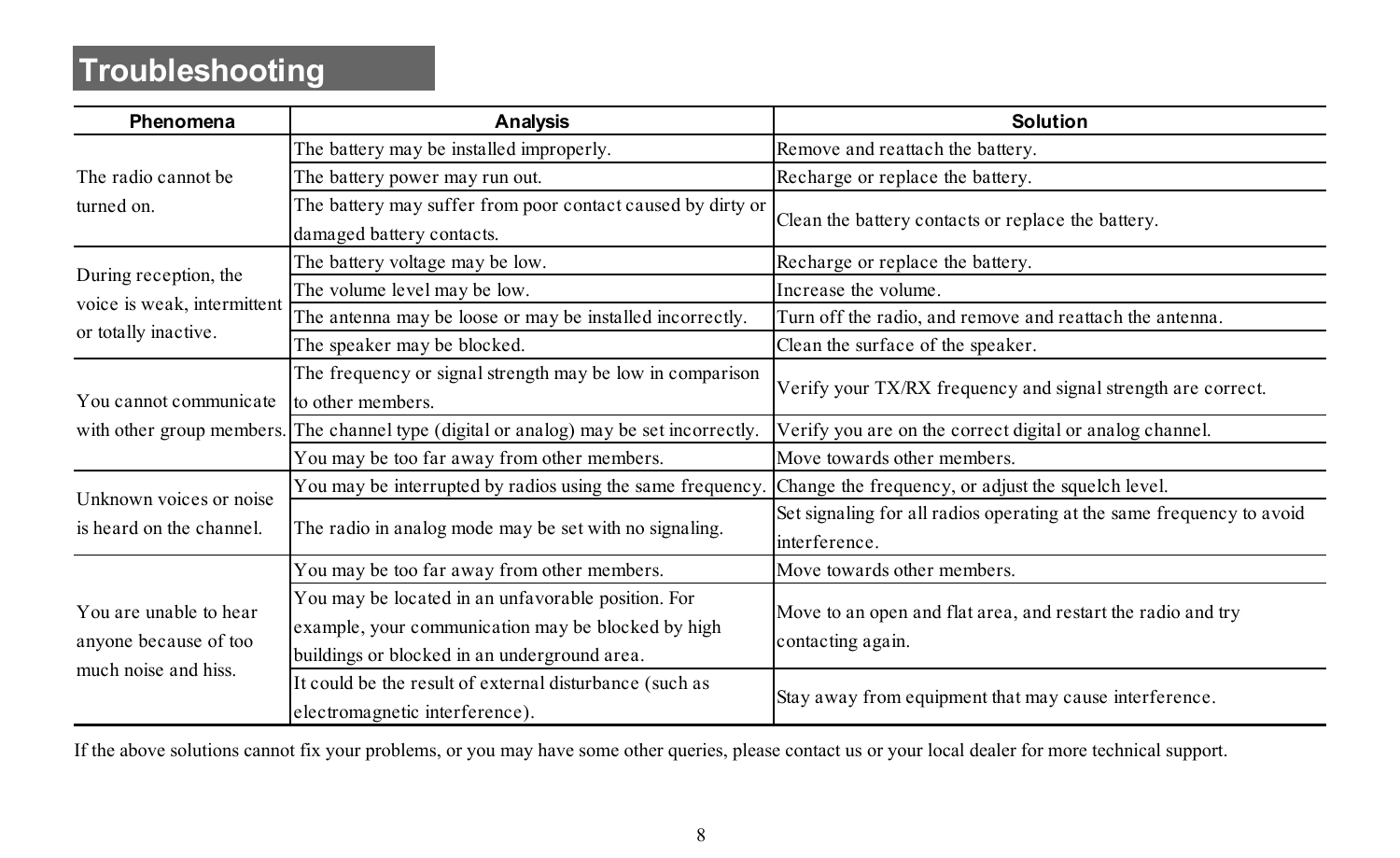# Troubleshooting

| Phenomena | Analysis | Solution |
| --- | --- | --- |
| The radio cannot be turned on. | The battery may be installed improperly. | Remove and reattach the battery. |
| | The battery power may run out. | Recharge or replace the battery. |
| | The battery may suffer from poor contact caused by dirty or damaged battery contacts. | Clean the battery contacts or replace the battery. |
| During reception, the voice is weak, intermittent or totally inactive. | The battery voltage may be low. | Recharge or replace the battery. |
| | The volume level may be low. | Increase the volume. |
| | The antenna may be loose or may be installed incorrectly. | Turn off the radio, and remove and reattach the antenna. |
| | The speaker may be blocked. | Clean the surface of the speaker. |
| You cannot communicate with other group members. | The frequency or signal strength may be low in comparison to other members. | Verify your TX/RX frequency and signal strength are correct. |
| | The channel type (digital or analog) may be set incorrectly. | Verify you are on the correct digital or analog channel. |
| | You may be too far away from other members. | Move towards other members. |
| Unknown voices or noise is heard on the channel. | You may be interrupted by radios using the same frequency. | Change the frequency, or adjust the squelch level. |
| | The radio in analog mode may be set with no signaling. | Set signaling for all radios operating at the same frequency to avoid interference. |
| You are unable to hear anyone because of too much noise and hiss. | You may be too far away from other members. | Move towards other members. |
| | You may be located in an unfavorable position. For example, your communication may be blocked by high buildings or blocked in an underground area. | Move to an open and flat area, and restart the radio and try contacting again. |
| | It could be the result of external disturbance (such as electromagnetic interference). | Stay away from equipment that may cause interference. |

If the above solutions cannot fix your problems, or you may have some other queries, please contact us or your local dealer for more technical support.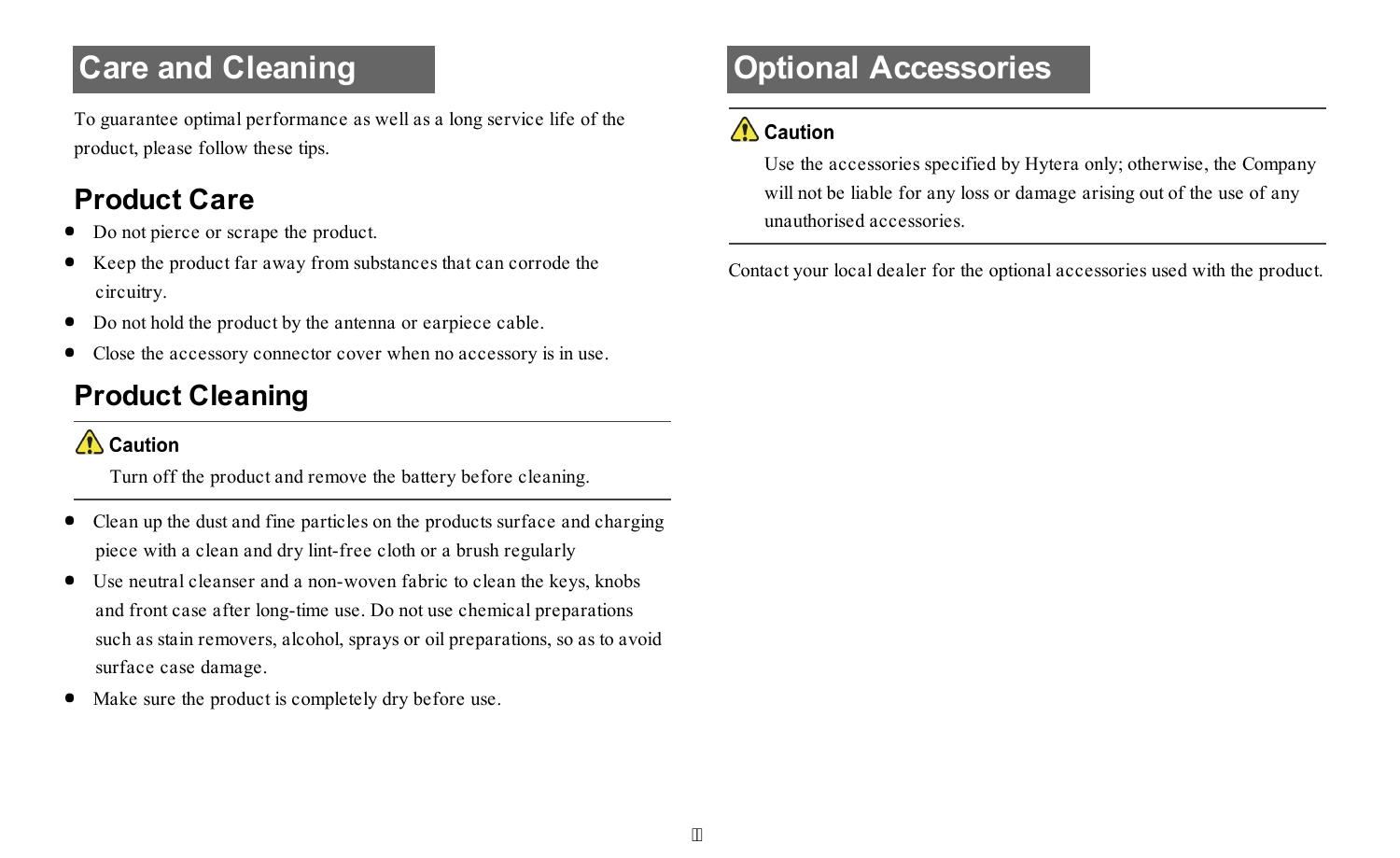# Care and Cleaning

To guarantee optimal performance as well as a long service life of the product, please follow these tips.

## Product Care

- Do not pierce or scrape the product.
- Keep the product far away from substances that can corrode the circuitry.
- Do not hold the product by the antenna or earpiece cable.
- Close the accessory connector cover when no accessory is in use.

## Product Cleaning

**Caution**

Turn off the product and remove the battery before cleaning.

- Clean up the dust and fine particles on the products surface and charging piece with a clean and dry lint-free cloth or a brush regularly
- Use neutral cleanser and a non-woven fabric to clean the keys, knobs and front case after long-time use. Do not use chemical preparations such as stain removers, alcohol, sprays or oil preparations, so as to avoid surface case damage.
- Make sure the product is completely dry before use.

# Optional Accessories

**Caution**

Use the accessories specified by Hytera only; otherwise, the Company will not be liable for any loss or damage arising out of the use of any unauthorised accessories.

Contact your local dealer for the optional accessories used with the product.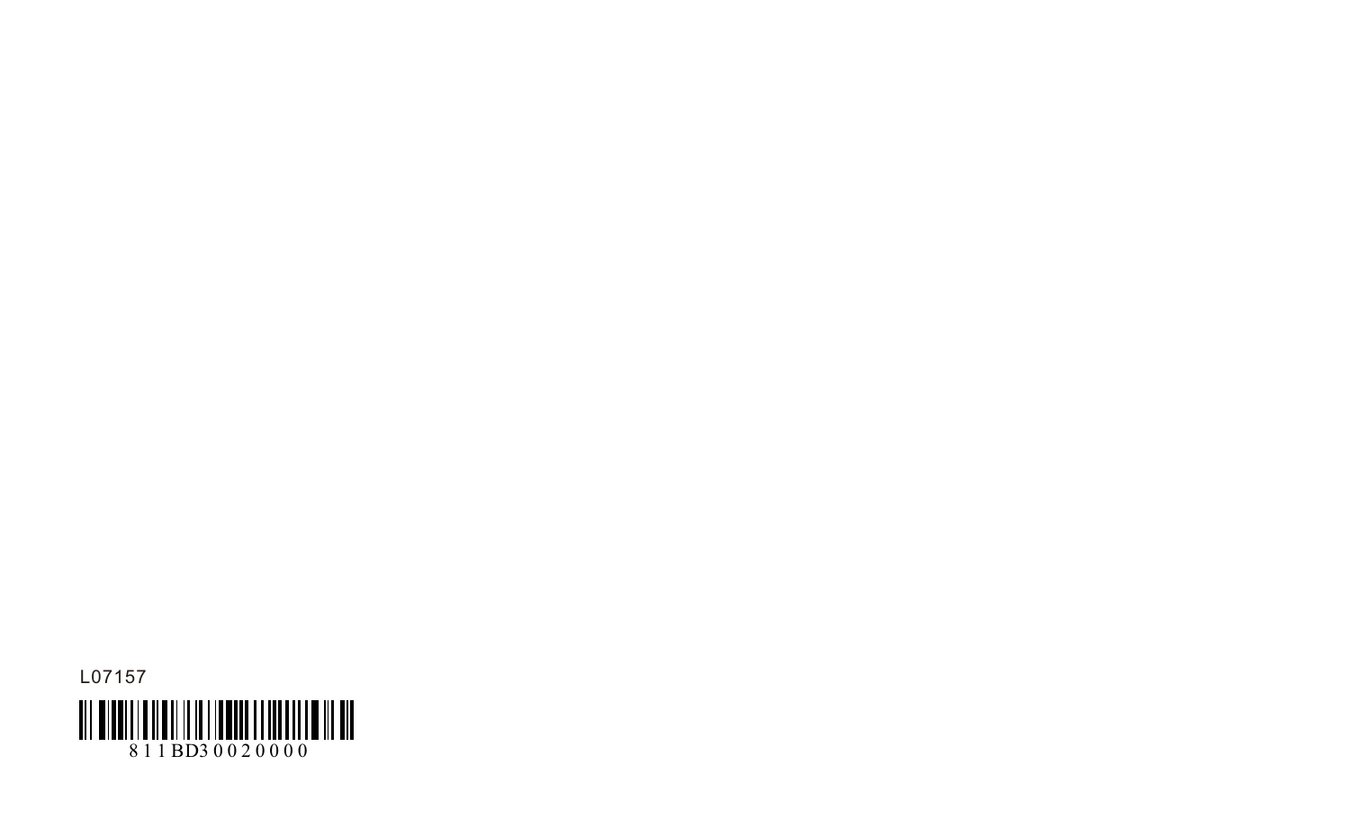L07157

811BD30020000